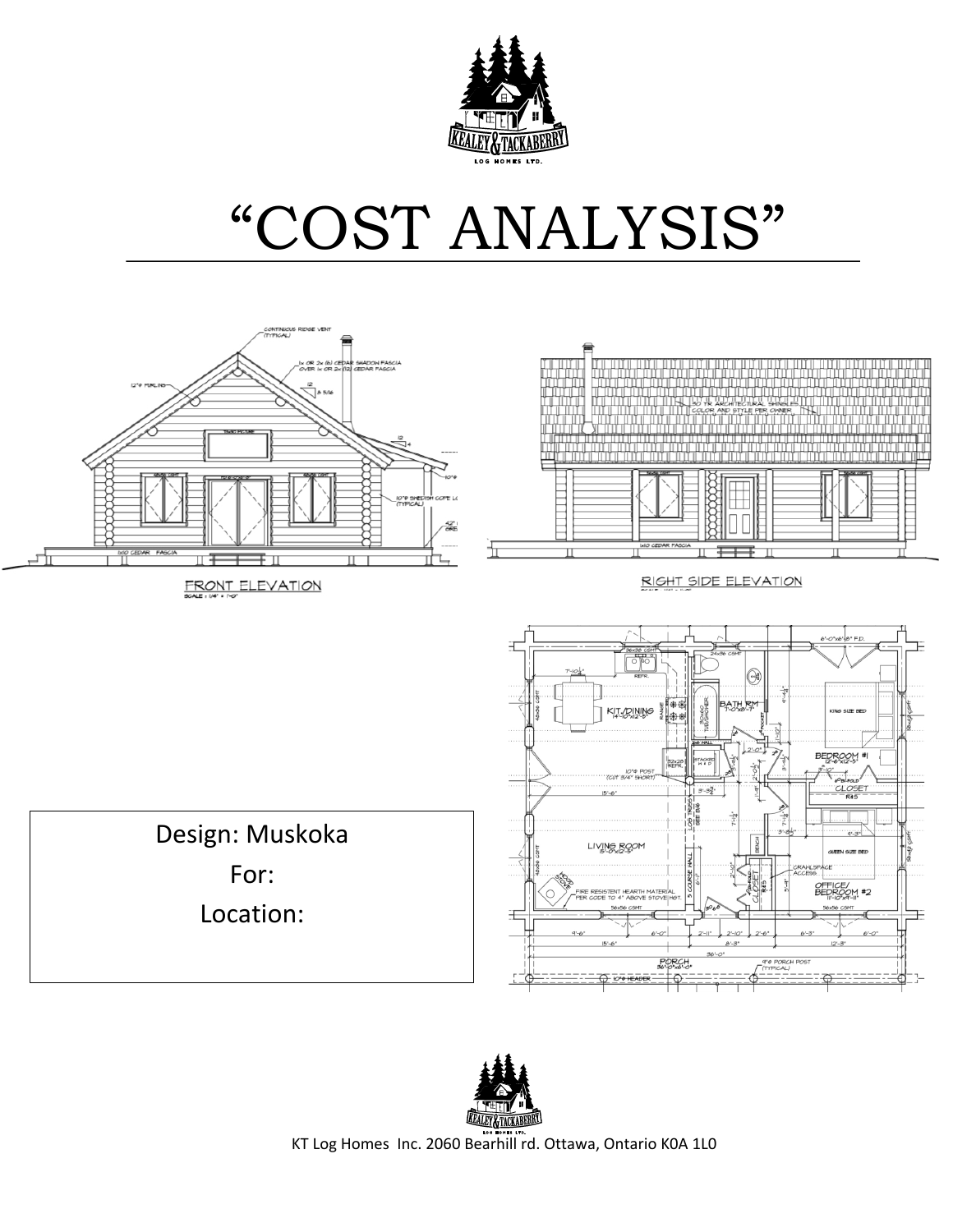# "COST ANALYSIS"

Design: Muskoka

For:

Location:

KT Log Homes Inc. 2060 Bearhill rd. Ottawa, Ontario K0A 1L0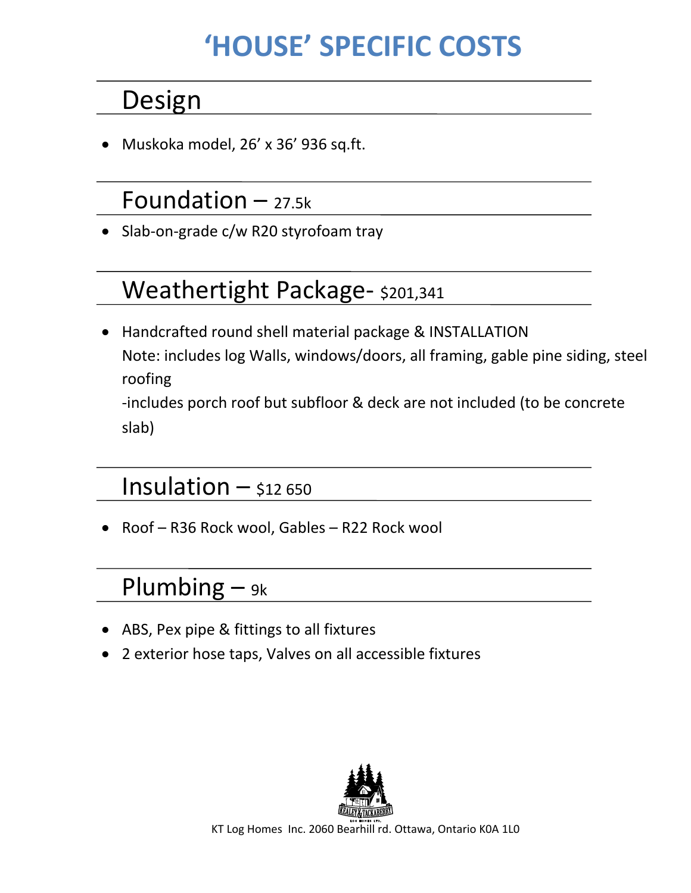# 'HOUSE' SPECIFIC COSTS

## Design

- Muskoka model, 26' x 36' 936 sq.ft.

## Foundation – 27.5k

- Slab-on-grade c/w R20 styrofoam tray

## Weathertight Package- $201,341

- Handcrafted round shell material package & INSTALLATION
  Note: includes log Walls, windows/doors, all framing, gable pine siding, steel roofing
  -includes porch roof but subfloor & deck are not included (to be concrete slab)

## Insulation – $12 650

- Roof – R36 Rock wool, Gables – R22 Rock wool

## Plumbing – 9k

- ABS, Pex pipe & fittings to all fixtures
- 2 exterior hose taps, Valves on all accessible fixtures

KT Log Homes Inc. 2060 Bearhill rd. Ottawa, Ontario K0A 1L0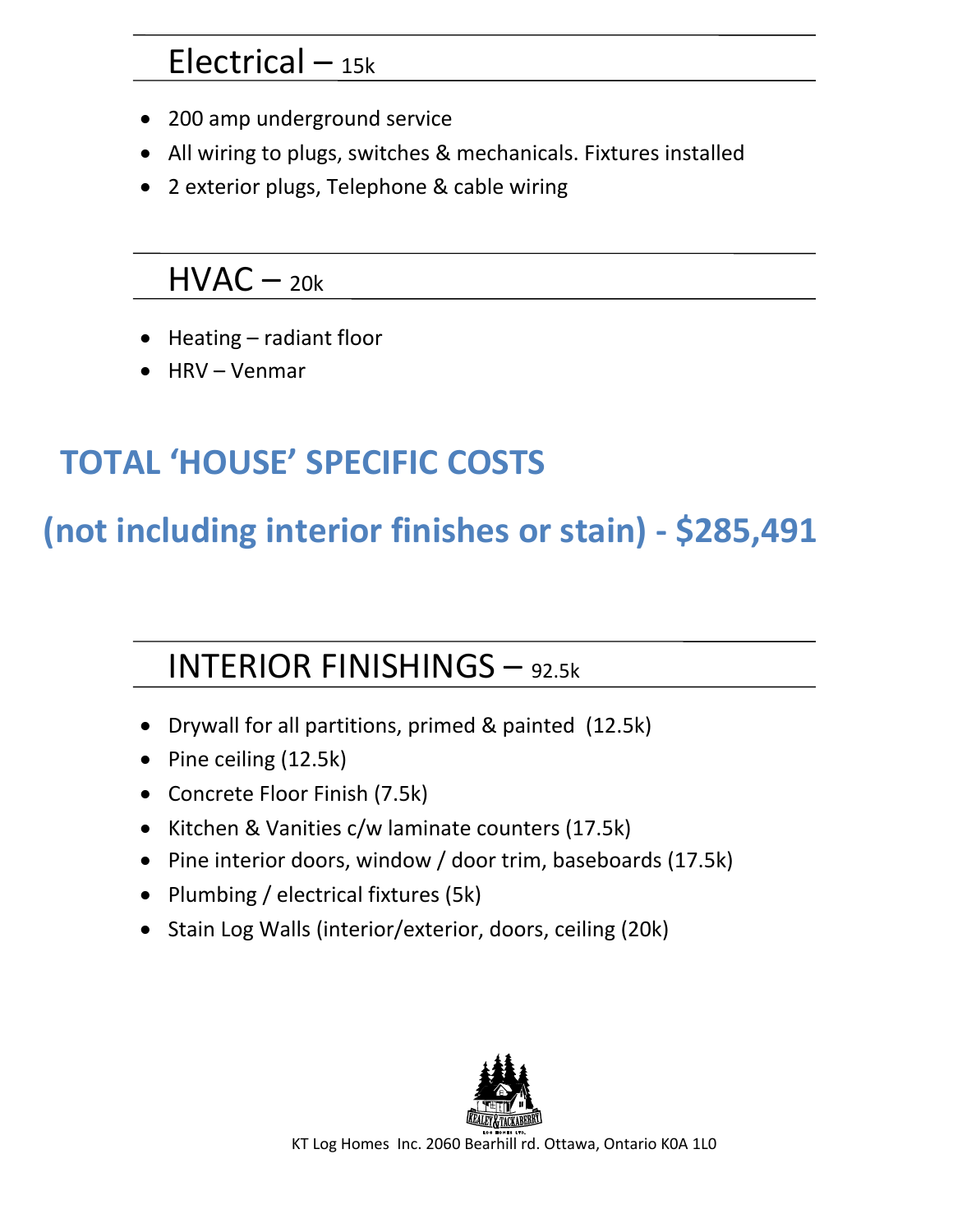## Electrical – 15k

- 200 amp underground service
- All wiring to plugs, switches & mechanicals. Fixtures installed
- 2 exterior plugs, Telephone & cable wiring

## HVAC – 20k

- Heating – radiant floor
- HRV – Venmar

## TOTAL 'HOUSE' SPECIFIC COSTS

## (not including interior finishes or stain) - $285,491

## INTERIOR FINISHINGS – 92.5k

- Drywall for all partitions, primed & painted (12.5k)
- Pine ceiling (12.5k)
- Concrete Floor Finish (7.5k)
- Kitchen & Vanities c/w laminate counters (17.5k)
- Pine interior doors, window / door trim, baseboards (17.5k)
- Plumbing / electrical fixtures (5k)
- Stain Log Walls (interior/exterior, doors, ceiling (20k)

KT Log Homes Inc. 2060 Bearhill rd. Ottawa, Ontario K0A 1L0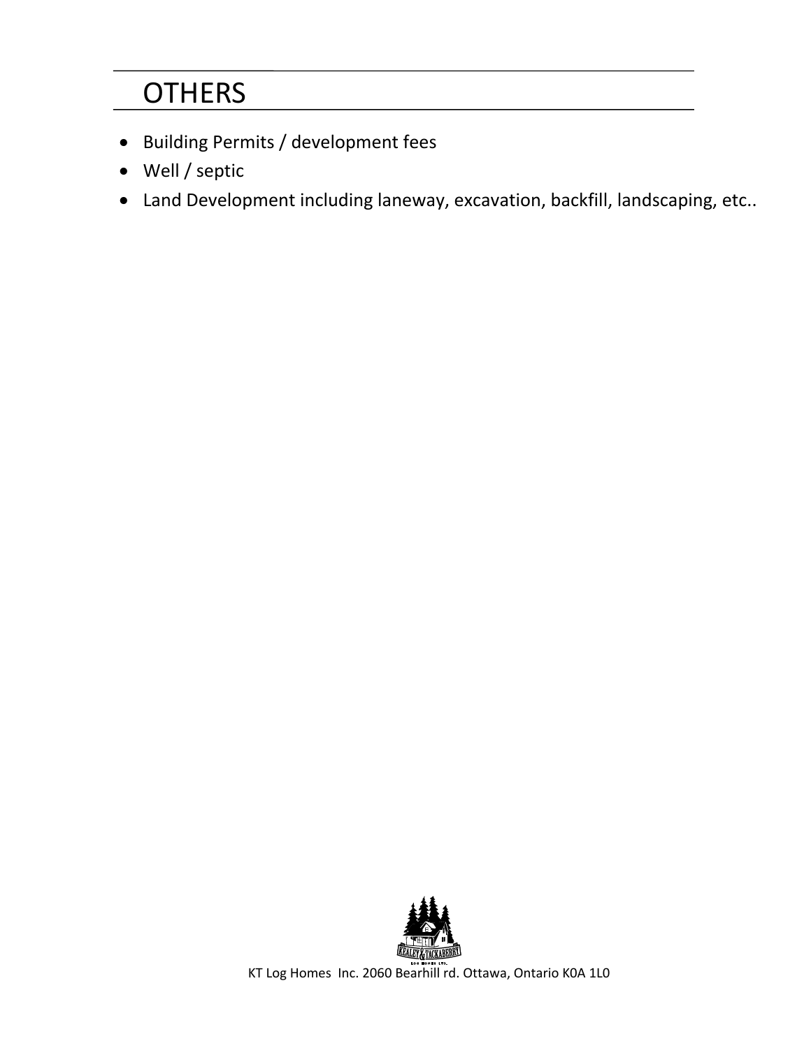## OTHERS

- Building Permits / development fees
- Well / septic
- Land Development including laneway, excavation, backfill, landscaping, etc..